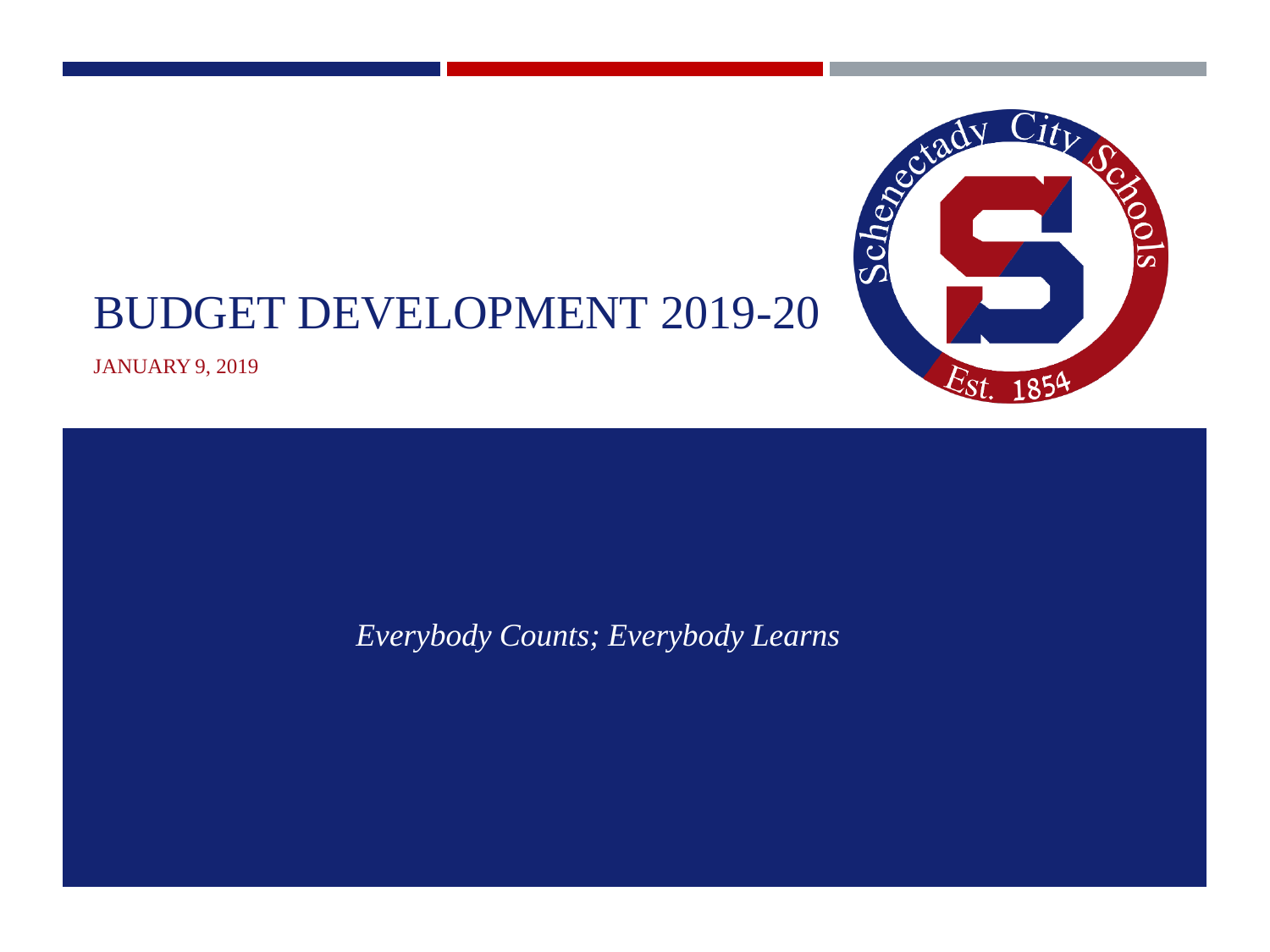# BUDGET DEVELOPMENT 2019-20

JANUARY 9, 2019

*Everybody Counts; Everybody Learns*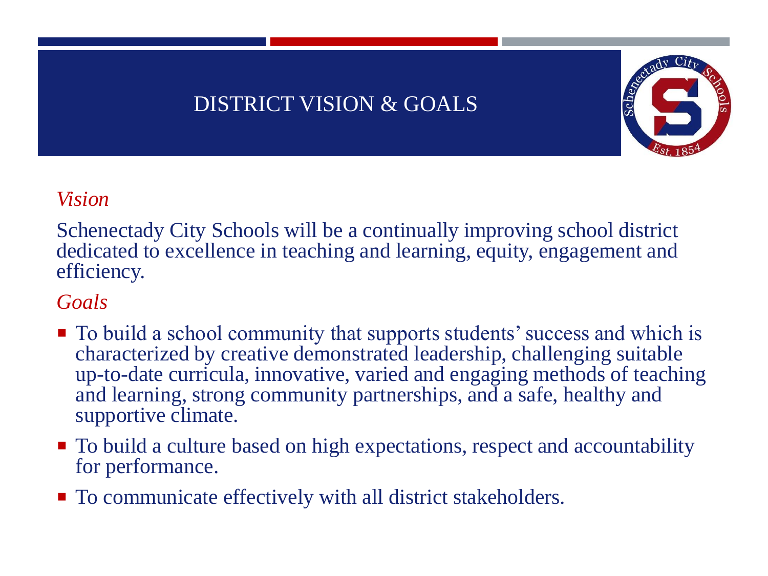# DISTRICT VISION & GOALS

*Vision*

Schenectady City Schools will be a continually improving school district dedicated to excellence in teaching and learning, equity, engagement and efficiency.

*Goals*

- To build a school community that supports students' success and which is characterized by creative demonstrated leadership, challenging suitable up-to-date curricula, innovative, varied and engaging methods of teaching and learning, strong community partnerships, and a safe, healthy and supportive climate.
- To build a culture based on high expectations, respect and accountability for performance.
- To communicate effectively with all district stakeholders.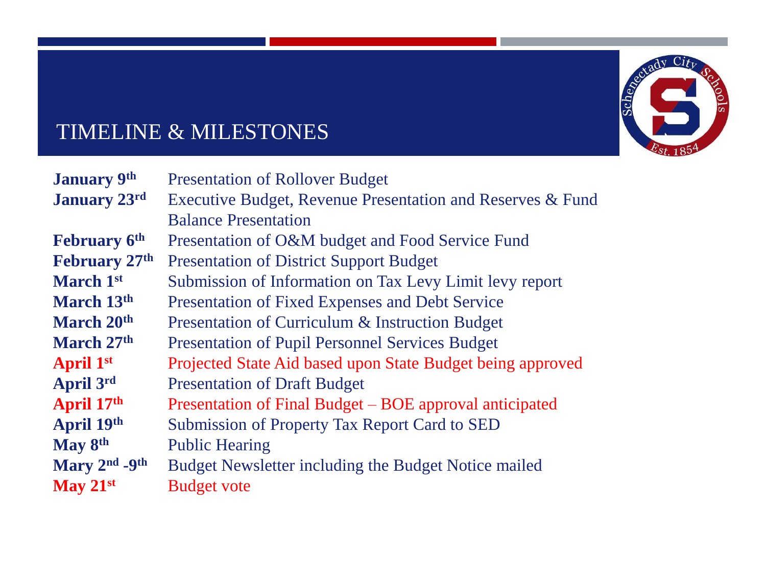# TIMELINE & MILESTONES

| | |
|---|---|
| **January 9th** | Presentation of Rollover Budget |
| **January 23rd** | Executive Budget, Revenue Presentation and Reserves & Fund Balance Presentation |
| **February 6th** | Presentation of O&M budget and Food Service Fund |
| **February 27th** | Presentation of District Support Budget |
| **March 1st** | Submission of Information on Tax Levy Limit levy report |
| **March 13th** | Presentation of Fixed Expenses and Debt Service |
| **March 20th** | Presentation of Curriculum & Instruction Budget |
| **March 27th** | Presentation of Pupil Personnel Services Budget |
| **April 1st** | Projected State Aid based upon State Budget being approved |
| **April 3rd** | Presentation of Draft Budget |
| **April 17th** | Presentation of Final Budget – BOE approval anticipated |
| **April 19th** | Submission of Property Tax Report Card to SED |
| **May 8th** | Public Hearing |
| **Mary 2nd -9th** | Budget Newsletter including the Budget Notice mailed |
| **May 21st** | Budget vote |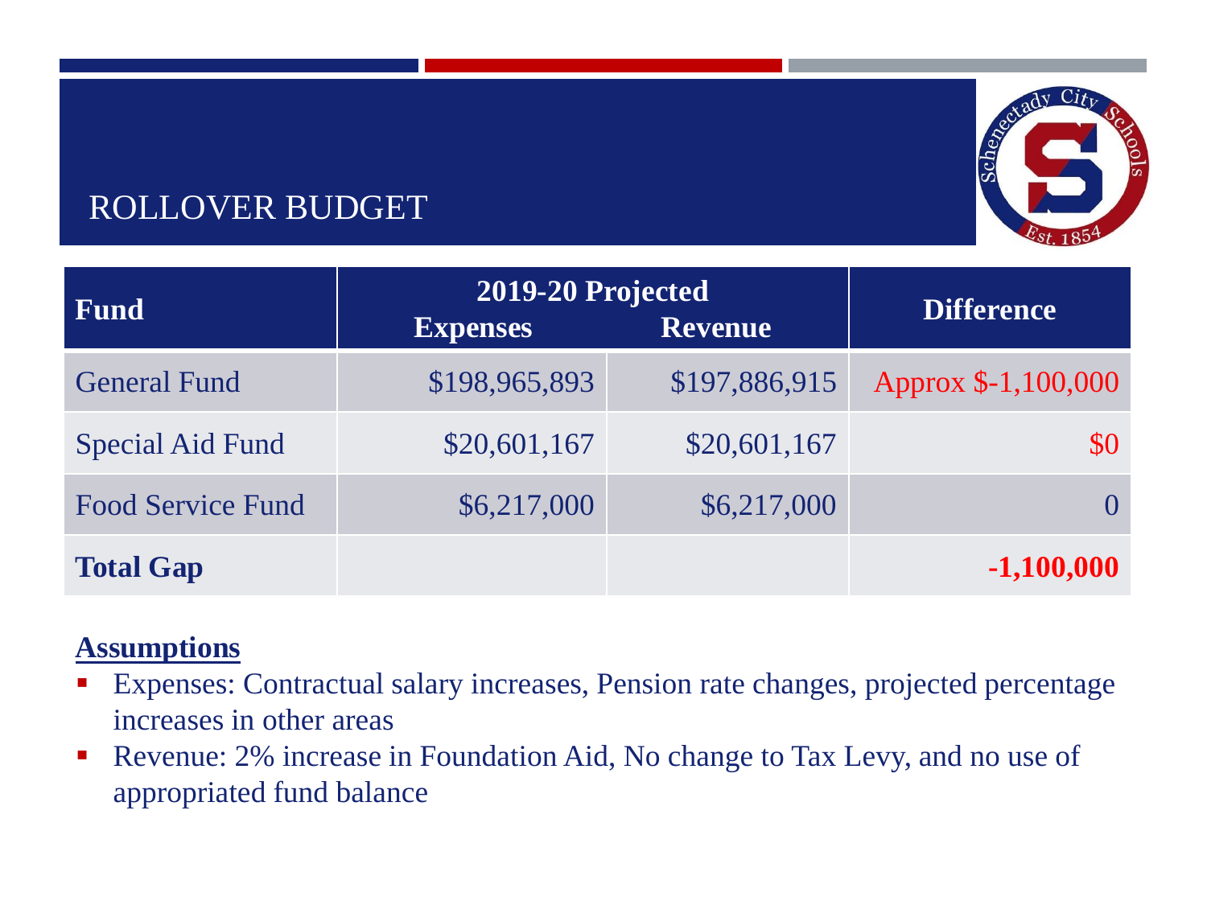# ROLLOVER BUDGET

| Fund | 2019-20 Projected | | Difference |
|---|---|---|---|
| | Expenses | Revenue | |
| General Fund | $198,965,893 | $197,886,915 | Approx $-1,100,000 |
| Special Aid Fund | $20,601,167 | $20,601,167 | $0 |
| Food Service Fund | $6,217,000 | $6,217,000 | 0 |
| **Total Gap** | | | **-1,100,000** |

**Assumptions**

- Expenses: Contractual salary increases, Pension rate changes, projected percentage increases in other areas
- Revenue: 2% increase in Foundation Aid, No change to Tax Levy, and no use of appropriated fund balance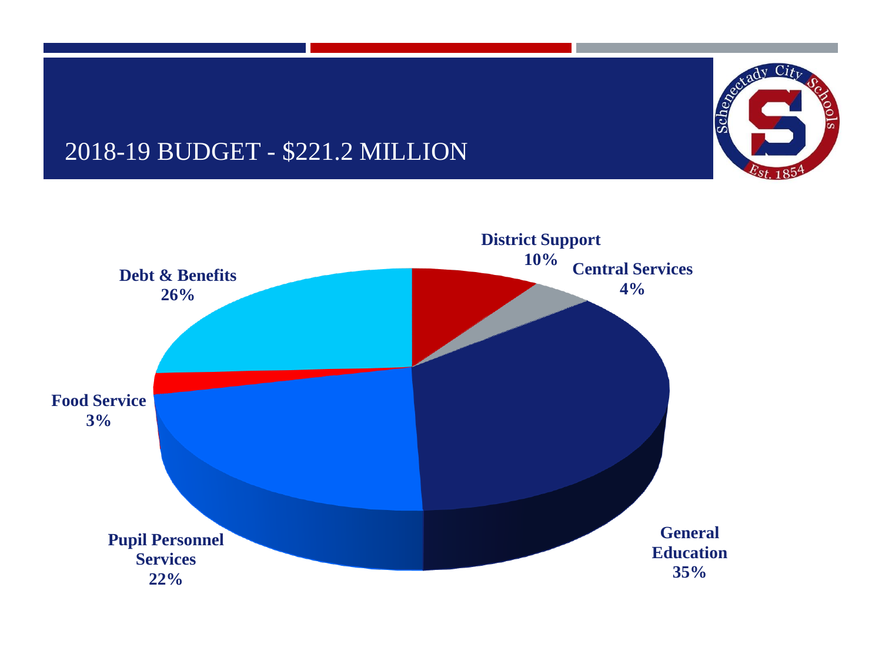# 2018-19 BUDGET - $221.2 MILLION

| Category | Percentage |
| --- | --- |
| District Support | 10% |
| Central Services | 4% |
| General Education | 35% |
| Pupil Personnel Services | 22% |
| Food Service | 3% |
| Debt & Benefits | 26% |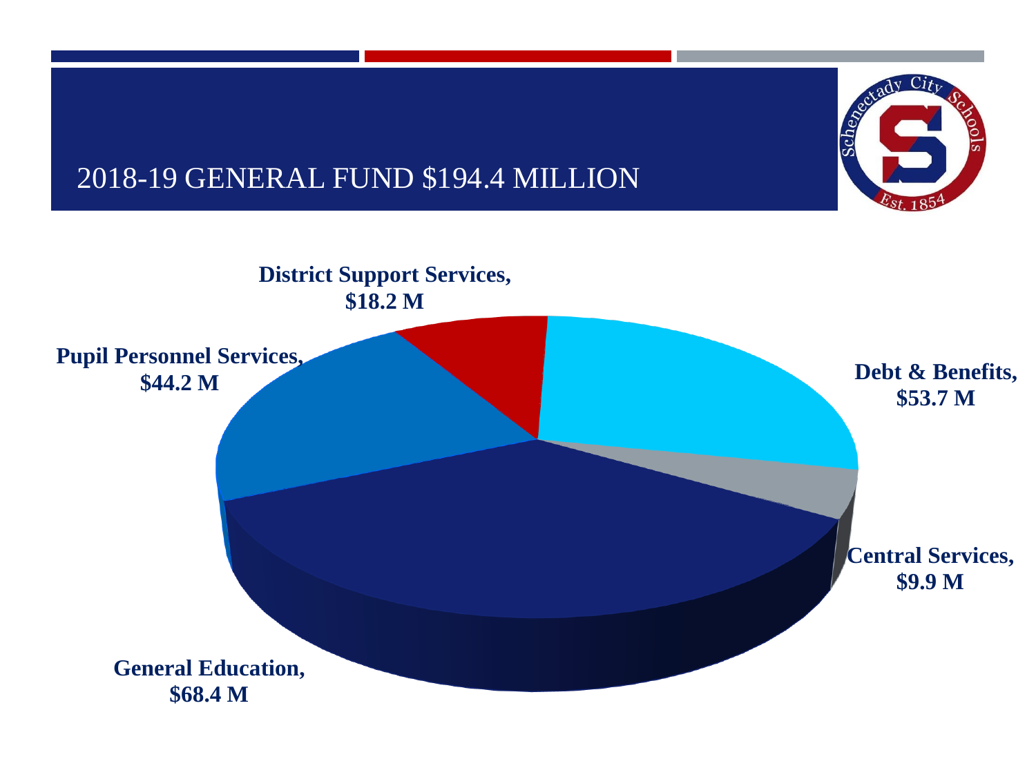# 2018-19 GENERAL FUND $194.4 MILLION

**District Support Services, $18.2 M**

**Pupil Personnel Services, $44.2 M**

**Debt & Benefits, $53.7 M**

**Central Services, $9.9 M**

**General Education, $68.4 M**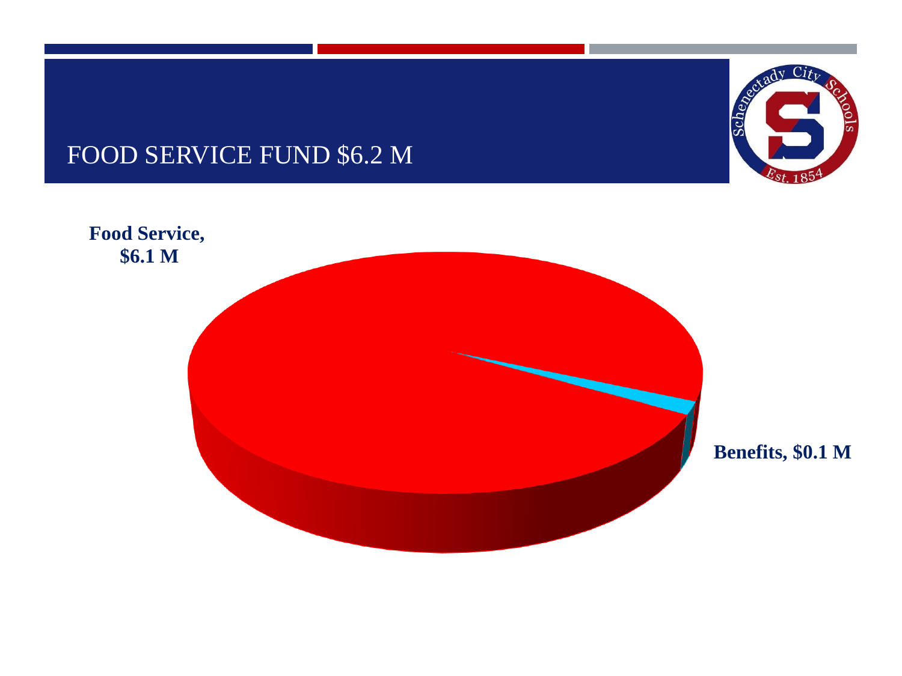# FOOD SERVICE FUND $6.2 M

**Food Service, $6.1 M**

**Benefits, $0.1 M**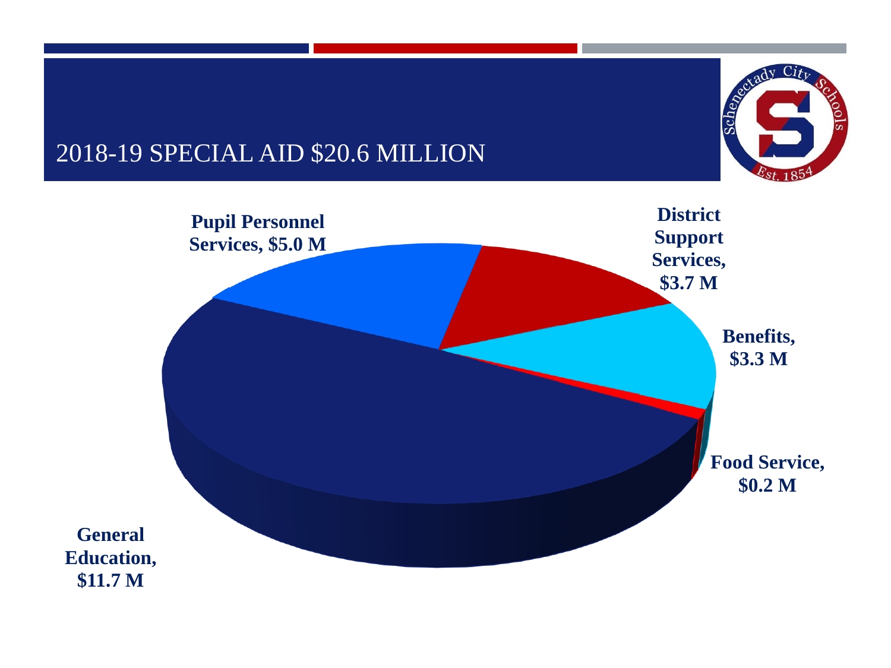# 2018-19 SPECIAL AID $20.6 MILLION

Pupil Personnel Services, $5.0 M

District Support Services, $3.7 M

Benefits, $3.3 M

Food Service, $0.2 M

General Education, $11.7 M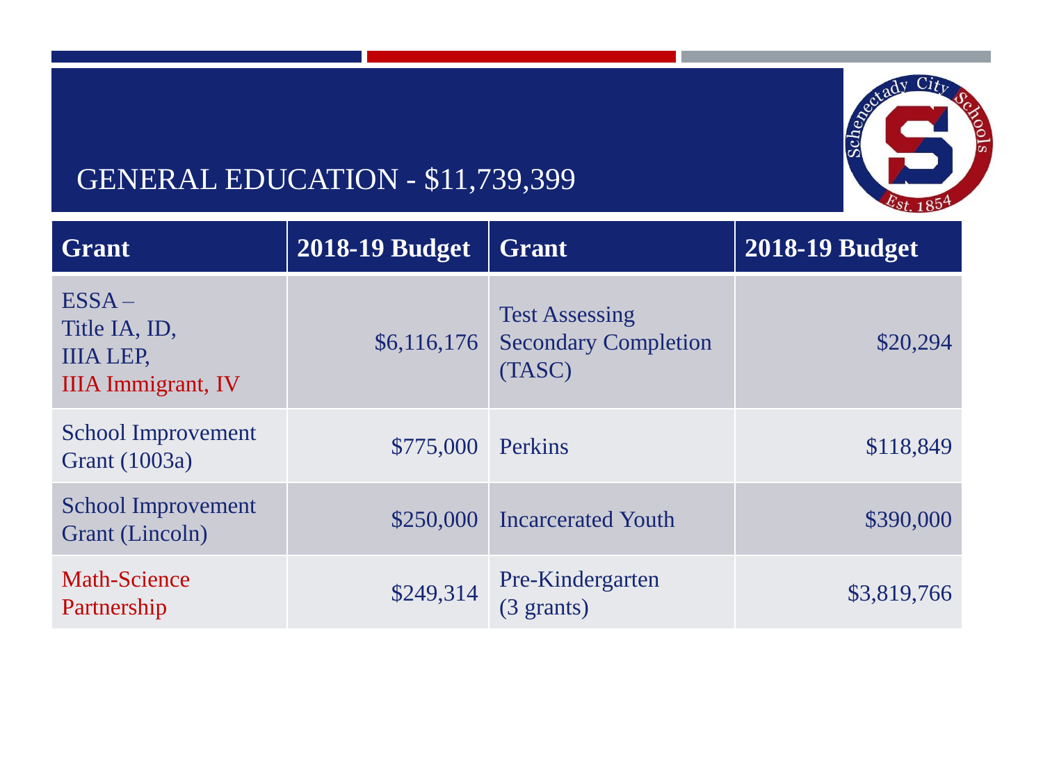# GENERAL EDUCATION - $11,739,399

| Grant | 2018-19 Budget | Grant | 2018-19 Budget |
| --- | --- | --- | --- |
| ESSA – Title IA, ID, IIIA LEP, IIIA Immigrant, IV | $6,116,176 | Test Assessing Secondary Completion (TASC) | $20,294 |
| School Improvement Grant (1003a) | $775,000 | Perkins | $118,849 |
| School Improvement Grant (Lincoln) | $250,000 | Incarcerated Youth | $390,000 |
| Math-Science Partnership | $249,314 | Pre-Kindergarten (3 grants) | $3,819,766 |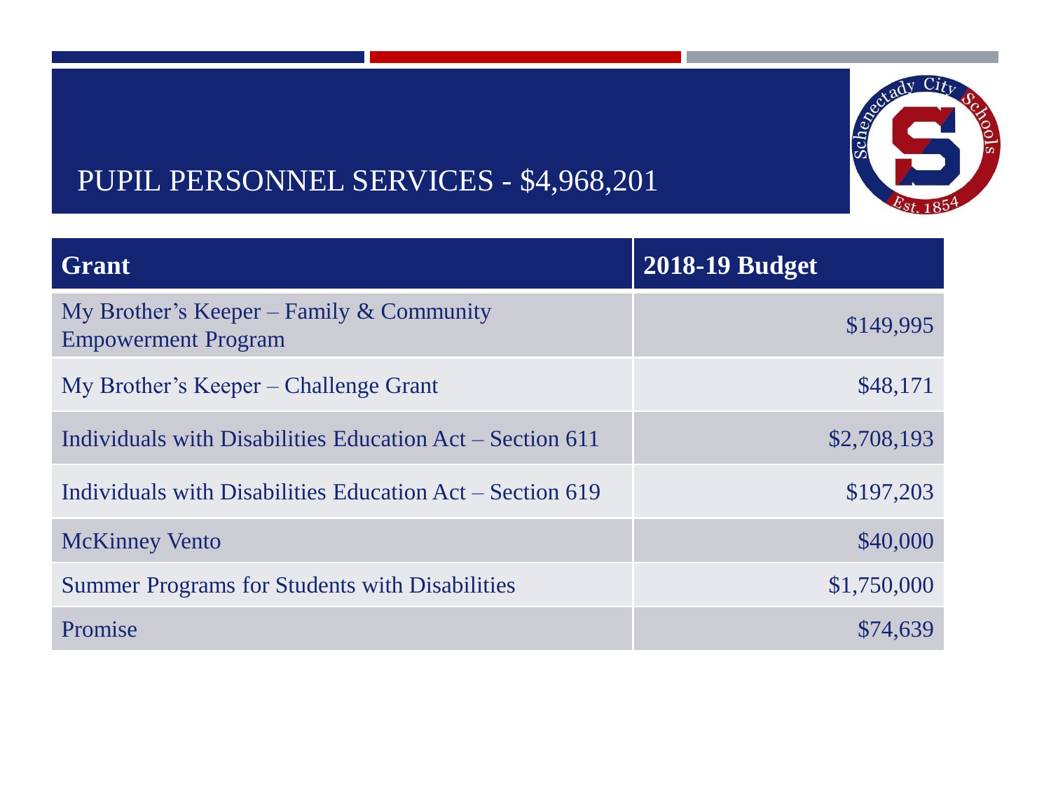# PUPIL PERSONNEL SERVICES - $4,968,201

| Grant | 2018-19 Budget |
|---|---|
| My Brother's Keeper – Family & Community Empowerment Program | $149,995 |
| My Brother's Keeper – Challenge Grant | $48,171 |
| Individuals with Disabilities Education Act – Section 611 | $2,708,193 |
| Individuals with Disabilities Education Act – Section 619 | $197,203 |
| McKinney Vento | $40,000 |
| Summer Programs for Students with Disabilities | $1,750,000 |
| Promise | $74,639 |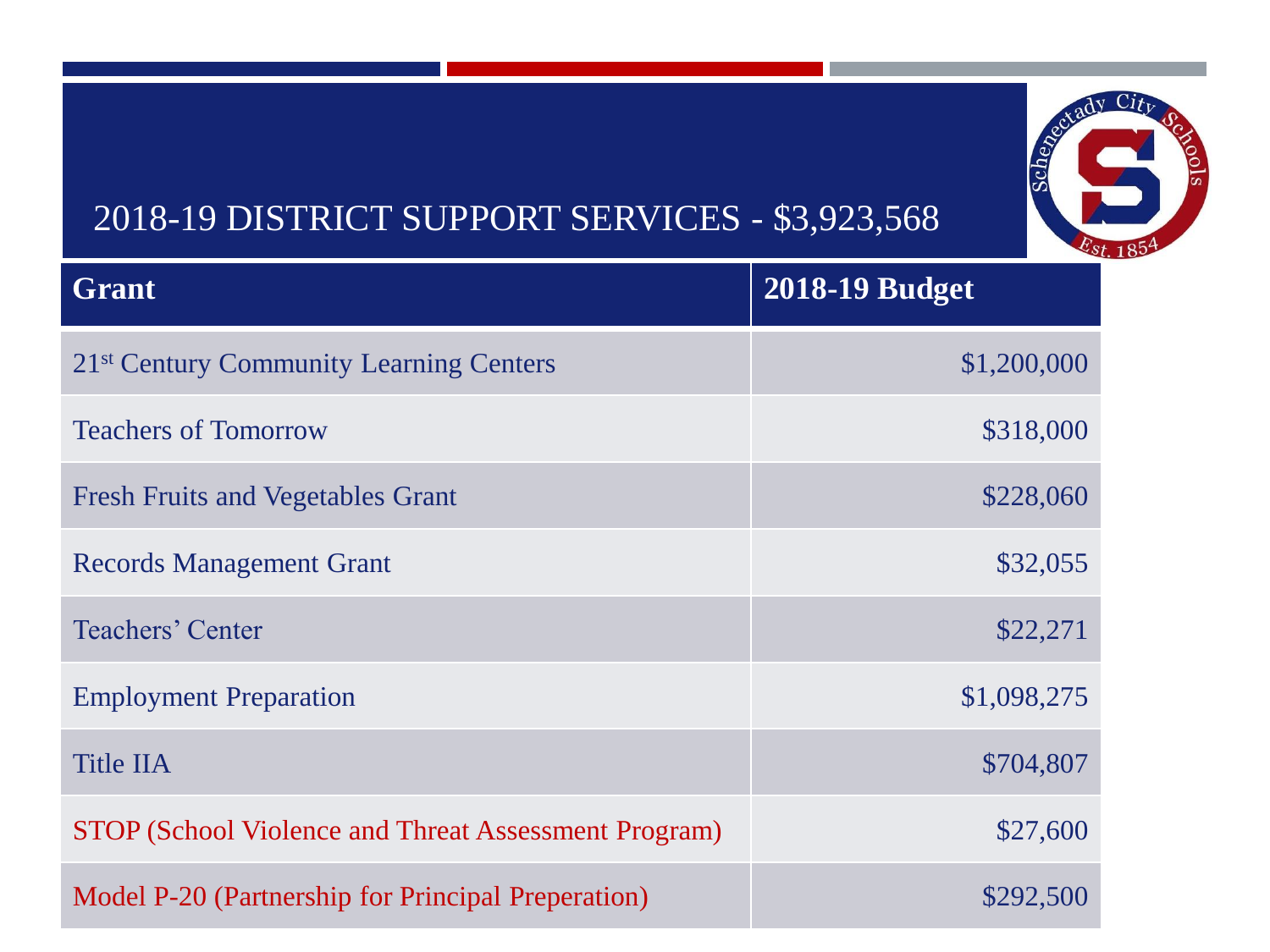# 2018-19 DISTRICT SUPPORT SERVICES - $3,923,568

| Grant | 2018-19 Budget |
|---|---:|
| 21st Century Community Learning Centers | $1,200,000 |
| Teachers of Tomorrow | $318,000 |
| Fresh Fruits and Vegetables Grant | $228,060 |
| Records Management Grant | $32,055 |
| Teachers' Center | $22,271 |
| Employment Preparation | $1,098,275 |
| Title IIA | $704,807 |
| STOP (School Violence and Threat Assessment Program) | $27,600 |
| Model P-20 (Partnership for Principal Preperation) | $292,500 |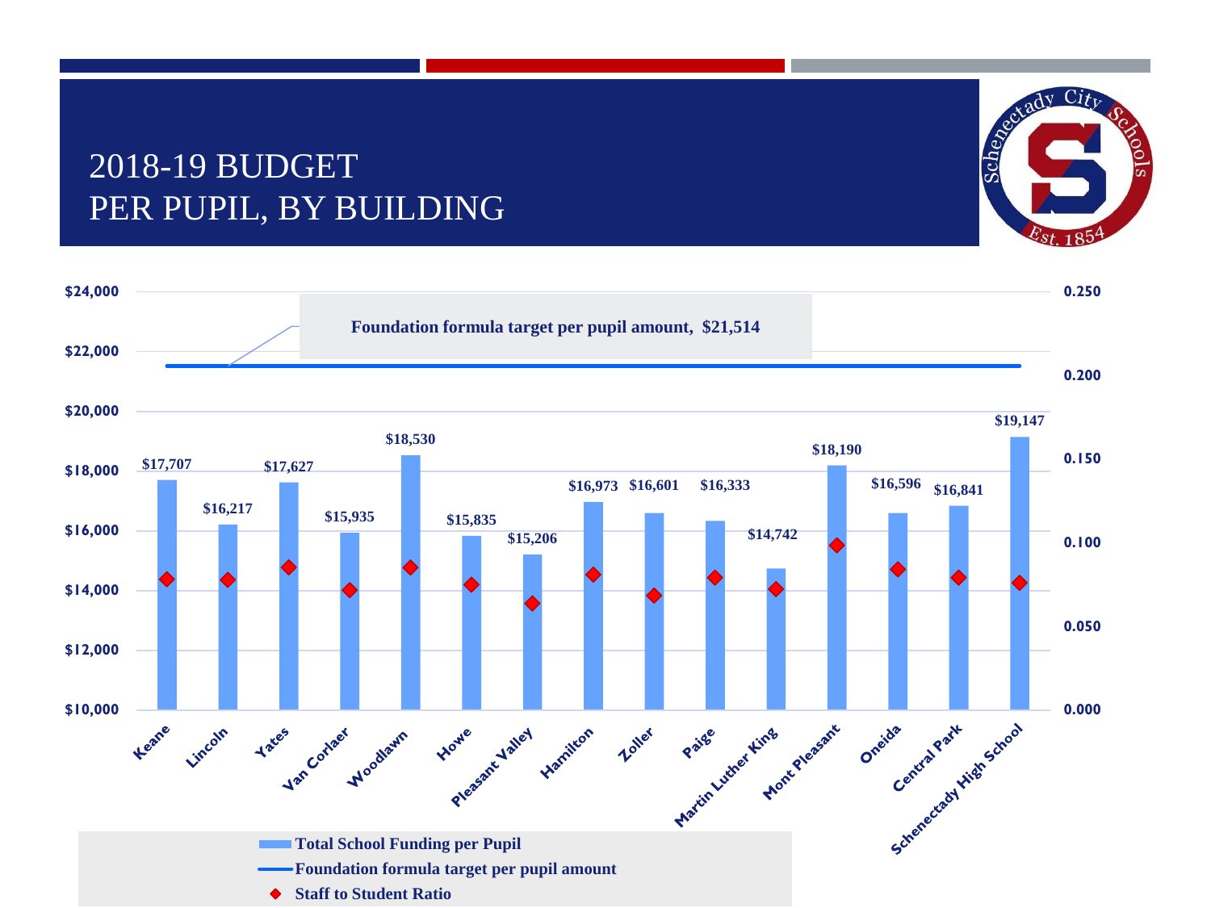# 2018-19 BUDGET PER PUPIL, BY BUILDING

Schenectady City Schools Est. 1854

Foundation formula target per pupil amount, $21,514

$24,000
$22,000
$20,000
$18,000
$16,000
$14,000
$12,000
$10,000

0.250
0.200
0.150
0.100
0.050
0.000

$17,707
$16,217
$17,627
$15,935
$18,530
$15,835
$15,206
$16,973
$16,601
$16,333
$14,742
$18,190
$16,596
$16,841
$19,147

Keane
Lincoln
Yates
Van Corlaer
Woodlawn
Howe
Pleasant Valley
Hamilton
Zoller
Paige
Martin Luther King
Mont Pleasant
Oneida
Central Park
Schenectady High School

Total School Funding per Pupil
Foundation formula target per pupil amount
Staff to Student Ratio